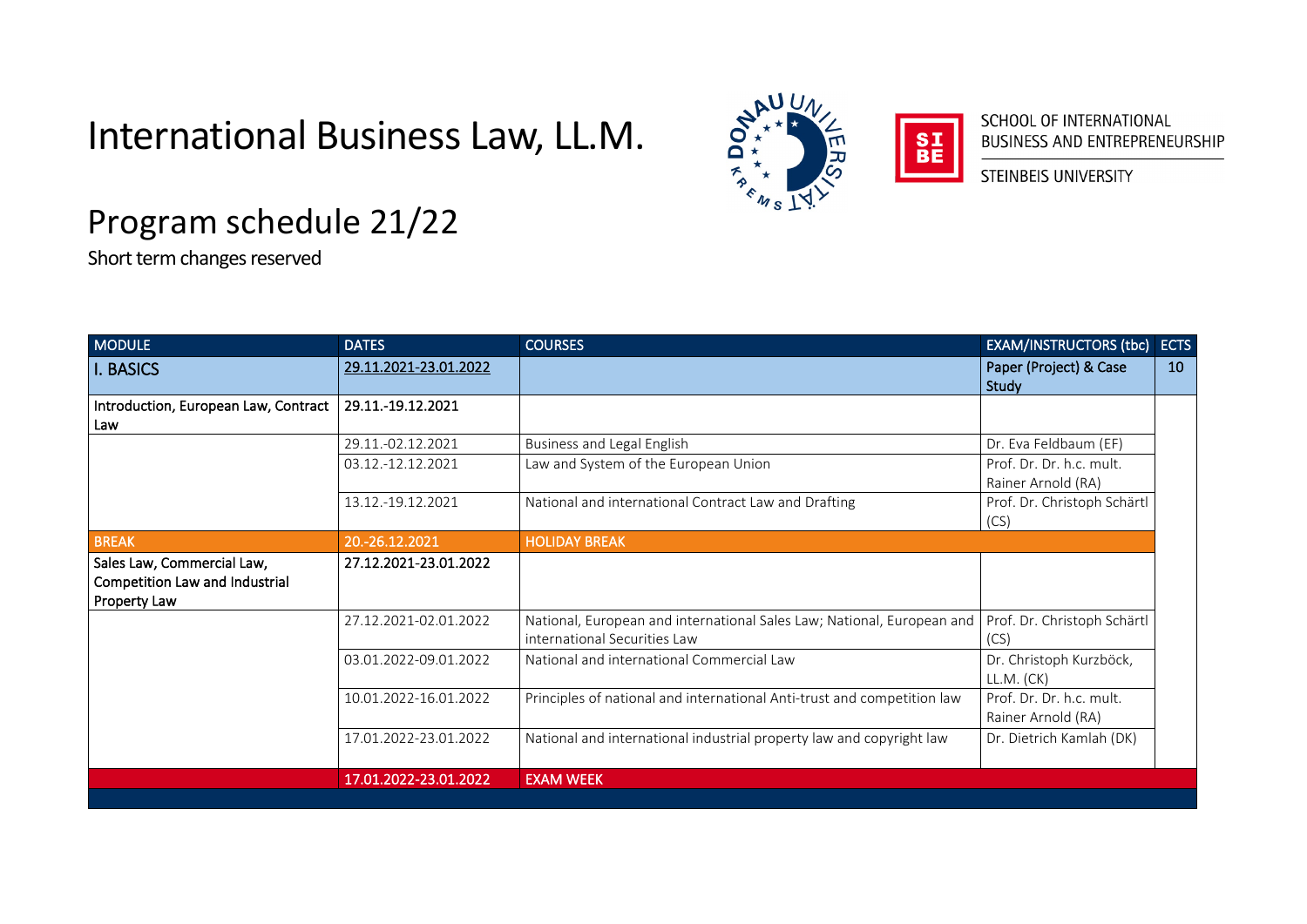# International Business Law, LL.M.

SCHOOL OF INTERNATIONAL BUSINESS AND ENTREPRENEURSHIP

STEINBEIS UNIVERSITY

## Program schedule 21/22

Short term changes reserved

| MODULE | DATES | COURSES | EXAM/INSTRUCTORS (tbc) | ECTS |
|---|---|---|---|---|
| **I. BASICS** | 29.11.2021-23.01.2022 | | Paper (Project) & Case Study | 10 |
| Introduction, European Law, Contract Law | 29.11.-19.12.2021 | | | |
| | 29.11.-02.12.2021 | Business and Legal English | Dr. Eva Feldbaum (EF) | |
| | 03.12.-12.12.2021 | Law and System of the European Union | Prof. Dr. Dr. h.c. mult. Rainer Arnold (RA) | |
| | 13.12.-19.12.2021 | National and international Contract Law and Drafting | Prof. Dr. Christoph Schärtl (CS) | |
| BREAK | 20.-26.12.2021 | HOLIDAY BREAK | | |
| Sales Law, Commercial Law, Competition Law and Industrial Property Law | 27.12.2021-23.01.2022 | | | |
| | 27.12.2021-02.01.2022 | National, European and international Sales Law; National, European and international Securities Law | Prof. Dr. Christoph Schärtl (CS) | |
| | 03.01.2022-09.01.2022 | National and international Commercial Law | Dr. Christoph Kurzböck, LL.M. (CK) | |
| | 10.01.2022-16.01.2022 | Principles of national and international Anti-trust and competition law | Prof. Dr. Dr. h.c. mult. Rainer Arnold (RA) | |
| | 17.01.2022-23.01.2022 | National and international industrial property law and copyright law | Dr. Dietrich Kamlah (DK) | |
| | 17.01.2022-23.01.2022 | EXAM WEEK | | |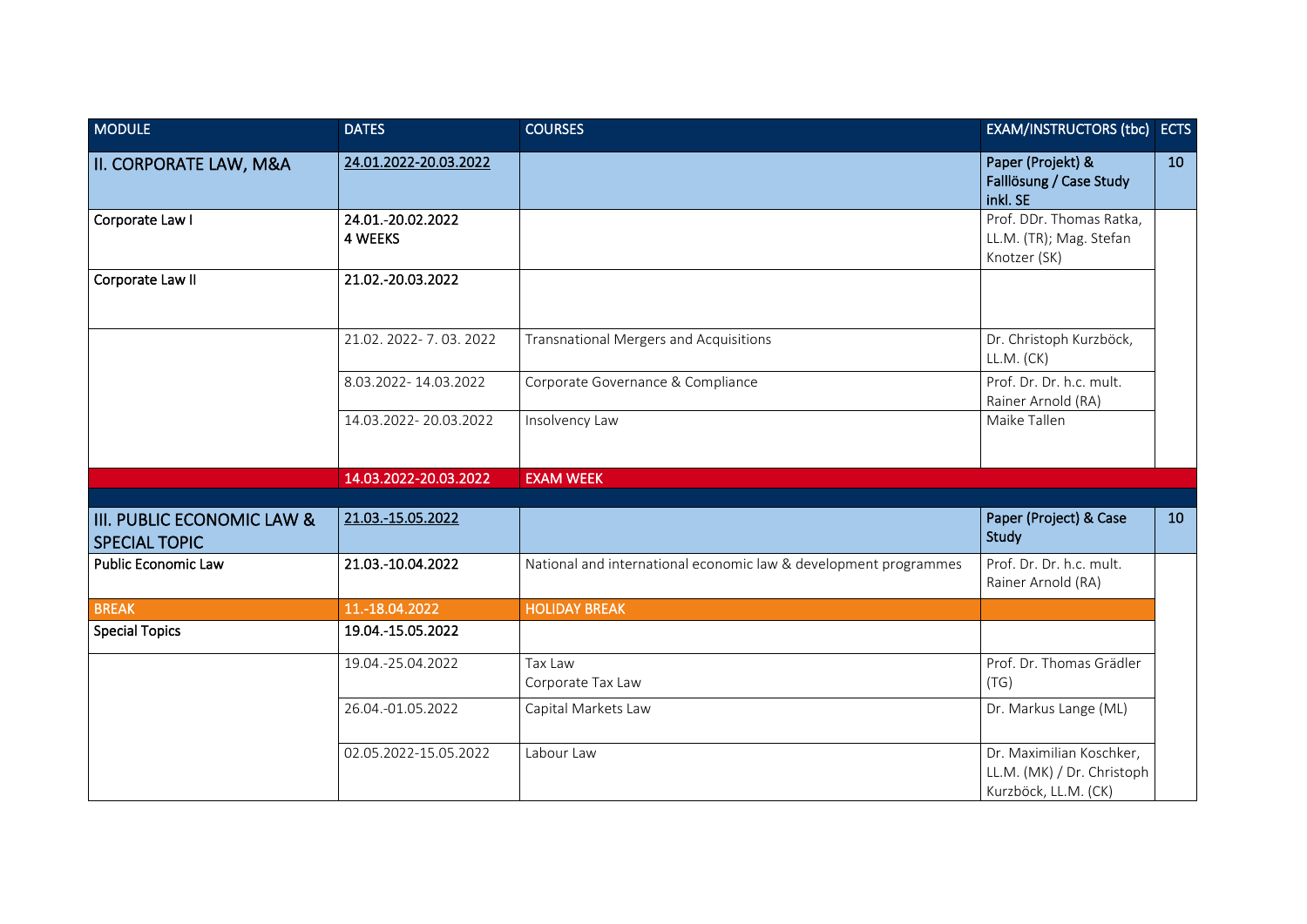| MODULE | DATES | COURSES | EXAM/INSTRUCTORS (tbc) | ECTS |
|---|---|---|---|---|
| II. CORPORATE LAW, M&A | 24.01.2022-20.03.2022 | | Paper (Projekt) & Falllösung / Case Study inkl. SE | 10 |
| Corporate Law I | 24.01.-20.02.2022 4 WEEKS | | Prof. DDr. Thomas Ratka, LL.M. (TR); Mag. Stefan Knotzer (SK) | |
| Corporate Law II | 21.02.-20.03.2022 | | | |
| | 21.02. 2022- 7. 03. 2022 | Transnational Mergers and Acquisitions | Dr. Christoph Kurzböck, LL.M. (CK) | |
| | 8.03.2022- 14.03.2022 | Corporate Governance & Compliance | Prof. Dr. Dr. h.c. mult. Rainer Arnold (RA) | |
| | 14.03.2022- 20.03.2022 | Insolvency Law | Maike Tallen | |
| | 14.03.2022-20.03.2022 | EXAM WEEK | | |
| | | | | |
| III. PUBLIC ECONOMIC LAW & SPECIAL TOPIC | 21.03.-15.05.2022 | | Paper (Project) & Case Study | 10 |
| Public Economic Law | 21.03.-10.04.2022 | National and international economic law & development programmes | Prof. Dr. Dr. h.c. mult. Rainer Arnold (RA) | |
| BREAK | 11.-18.04.2022 | HOLIDAY BREAK | | |
| Special Topics | 19.04.-15.05.2022 | | | |
| | 19.04.-25.04.2022 | Tax Law<br>Corporate Tax Law | Prof. Dr. Thomas Grädler (TG) | |
| | 26.04.-01.05.2022 | Capital Markets Law | Dr. Markus Lange (ML) | |
| | 02.05.2022-15.05.2022 | Labour Law | Dr. Maximilian Koschker, LL.M. (MK) / Dr. Christoph Kurzböck, LL.M. (CK) | |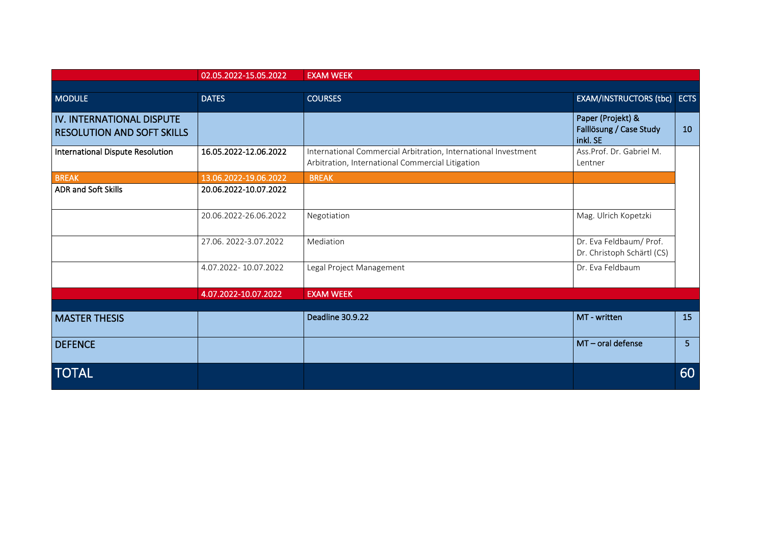| | | | | |
|---|---|---|---|---|
| | 02.05.2022-15.05.2022 | EXAM WEEK | | |
| | | | | |
| MODULE | DATES | COURSES | EXAM/INSTRUCTORS (tbc) | ECTS |
| IV. INTERNATIONAL DISPUTE RESOLUTION AND SOFT SKILLS | | | Paper (Projekt) & Falllösung / Case Study inkl. SE | 10 |
| International Dispute Resolution | 16.05.2022-12.06.2022 | International Commercial Arbitration, International Investment Arbitration, International Commercial Litigation | Ass.Prof. Dr. Gabriel M. Lentner | |
| BREAK | 13.06.2022-19.06.2022 | BREAK | | |
| ADR and Soft Skills | 20.06.2022-10.07.2022 | | | |
| | 20.06.2022-26.06.2022 | Negotiation | Mag. Ulrich Kopetzki | |
| | 27.06. 2022-3.07.2022 | Mediation | Dr. Eva Feldbaum/ Prof. Dr. Christoph Schärtl (CS) | |
| | 4.07.2022- 10.07.2022 | Legal Project Management | Dr. Eva Feldbaum | |
| | 4.07.2022-10.07.2022 | EXAM WEEK | | |
| | | | | |
| MASTER THESIS | | Deadline 30.9.22 | MT - written | 15 |
| DEFENCE | | | MT – oral defense | 5 |
| TOTAL | | | | 60 |